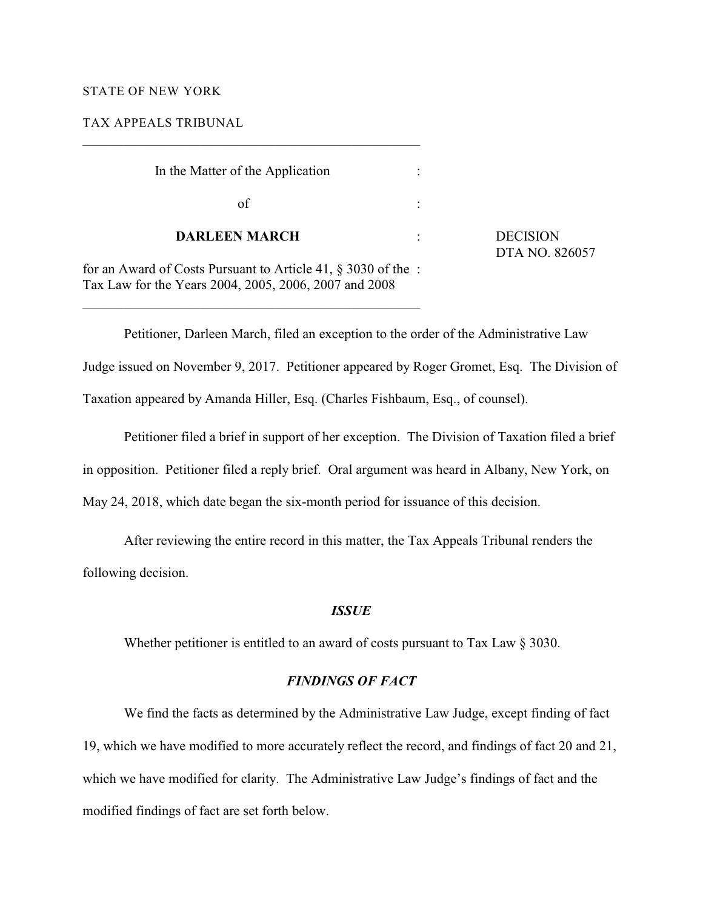STATE OF NEW YORK

TAX APPEALS TRIBUNAL

---

In the Matter of the Application

of

**DARLEEN MARCH**

for an Award of Costs Pursuant to Article 41, § 3030 of the Tax Law for the Years 2004, 2005, 2006, 2007 and 2008

---

DECISION
DTA NO. 826057

Petitioner, Darleen March, filed an exception to the order of the Administrative Law Judge issued on November 9, 2017. Petitioner appeared by Roger Gromet, Esq. The Division of Taxation appeared by Amanda Hiller, Esq. (Charles Fishbaum, Esq., of counsel).

Petitioner filed a brief in support of her exception. The Division of Taxation filed a brief in opposition. Petitioner filed a reply brief. Oral argument was heard in Albany, New York, on May 24, 2018, which date began the six-month period for issuance of this decision.

After reviewing the entire record in this matter, the Tax Appeals Tribunal renders the following decision.

## *ISSUE*

Whether petitioner is entitled to an award of costs pursuant to Tax Law § 3030.

## *FINDINGS OF FACT*

We find the facts as determined by the Administrative Law Judge, except finding of fact 19, which we have modified to more accurately reflect the record, and findings of fact 20 and 21, which we have modified for clarity. The Administrative Law Judge's findings of fact and the modified findings of fact are set forth below.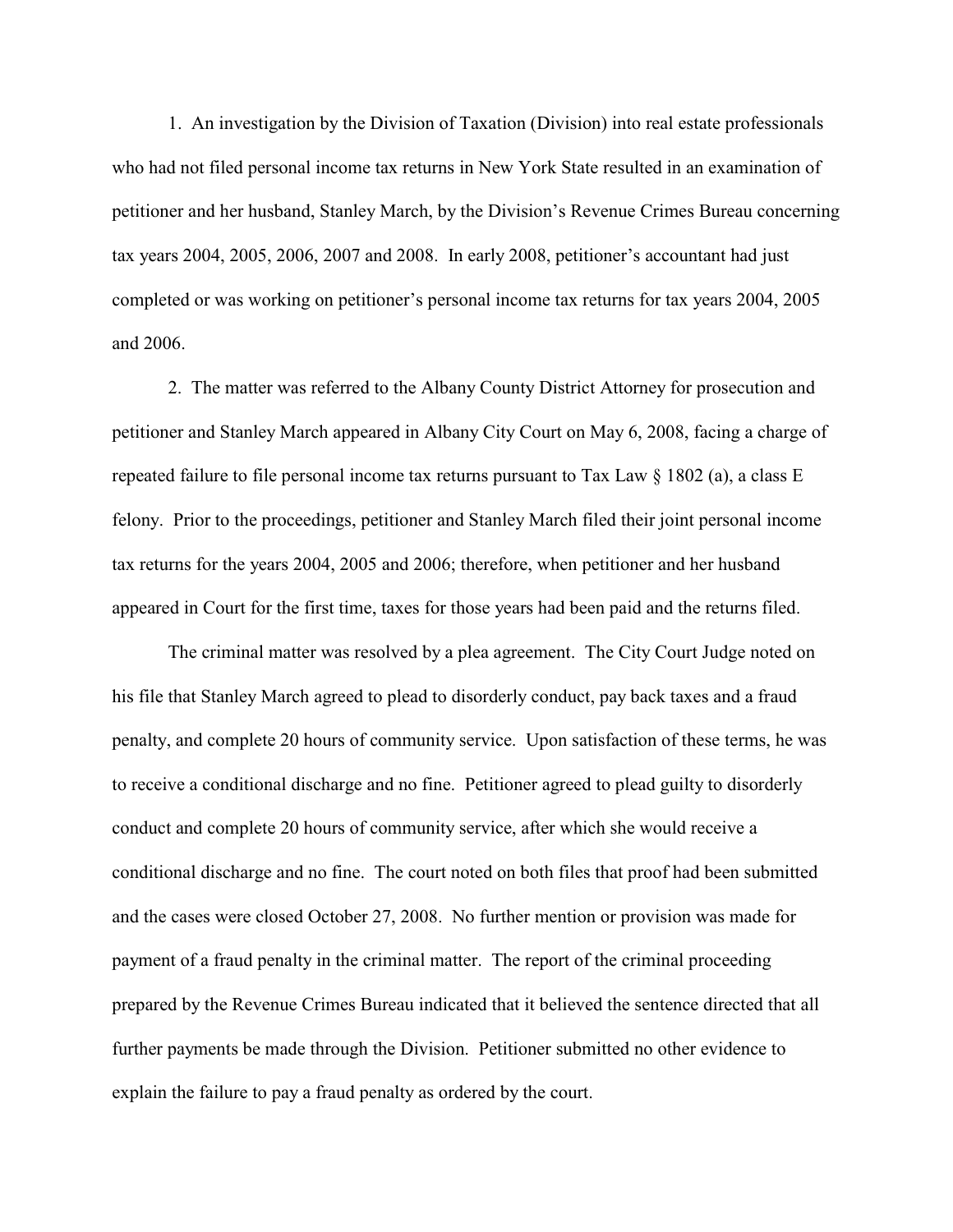1. An investigation by the Division of Taxation (Division) into real estate professionals who had not filed personal income tax returns in New York State resulted in an examination of petitioner and her husband, Stanley March, by the Division's Revenue Crimes Bureau concerning tax years 2004, 2005, 2006, 2007 and 2008. In early 2008, petitioner's accountant had just completed or was working on petitioner's personal income tax returns for tax years 2004, 2005 and 2006.

2. The matter was referred to the Albany County District Attorney for prosecution and petitioner and Stanley March appeared in Albany City Court on May 6, 2008, facing a charge of repeated failure to file personal income tax returns pursuant to Tax Law § 1802 (a), a class E felony. Prior to the proceedings, petitioner and Stanley March filed their joint personal income tax returns for the years 2004, 2005 and 2006; therefore, when petitioner and her husband appeared in Court for the first time, taxes for those years had been paid and the returns filed.

The criminal matter was resolved by a plea agreement. The City Court Judge noted on his file that Stanley March agreed to plead to disorderly conduct, pay back taxes and a fraud penalty, and complete 20 hours of community service. Upon satisfaction of these terms, he was to receive a conditional discharge and no fine. Petitioner agreed to plead guilty to disorderly conduct and complete 20 hours of community service, after which she would receive a conditional discharge and no fine. The court noted on both files that proof had been submitted and the cases were closed October 27, 2008. No further mention or provision was made for payment of a fraud penalty in the criminal matter. The report of the criminal proceeding prepared by the Revenue Crimes Bureau indicated that it believed the sentence directed that all further payments be made through the Division. Petitioner submitted no other evidence to explain the failure to pay a fraud penalty as ordered by the court.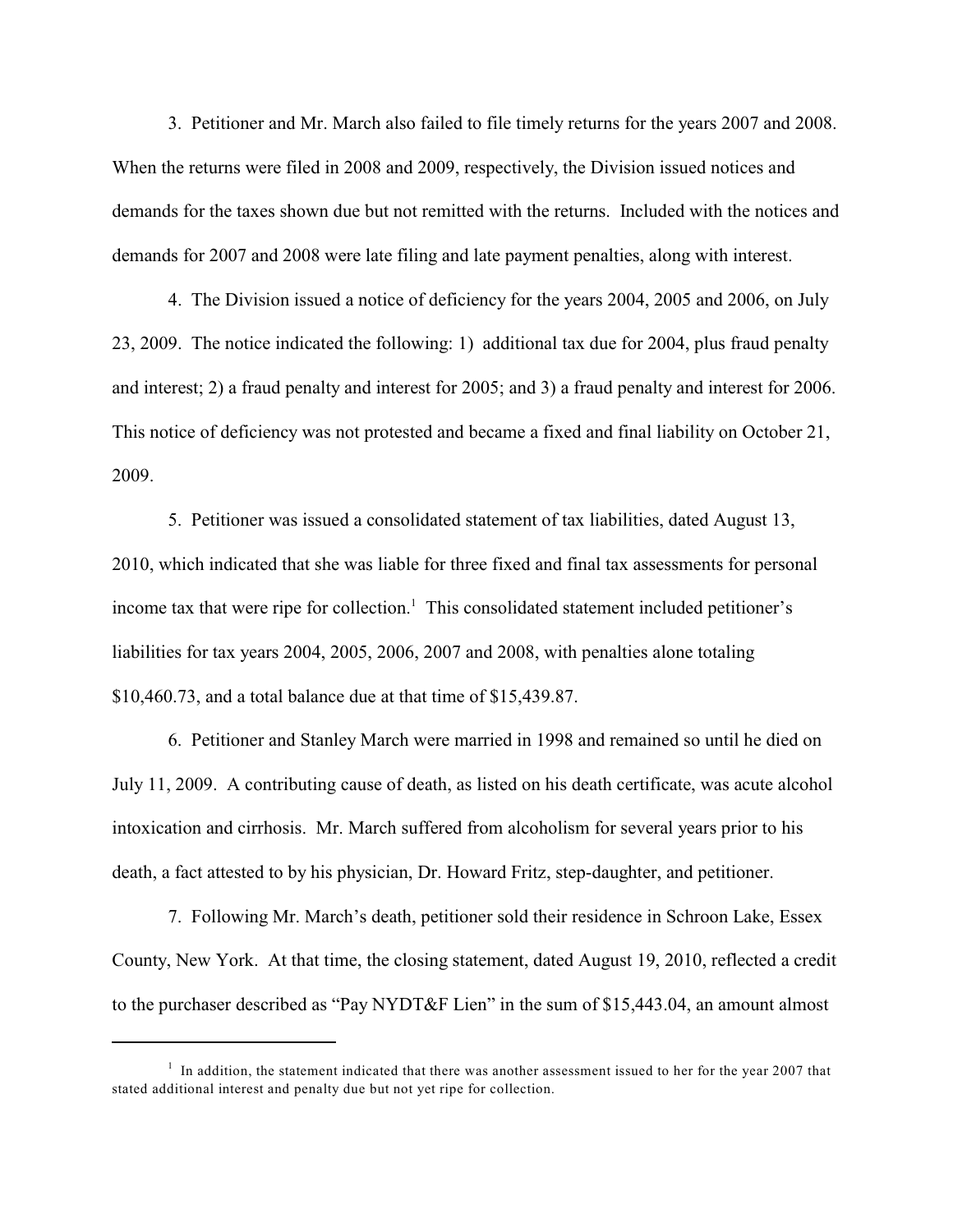3. Petitioner and Mr. March also failed to file timely returns for the years 2007 and 2008. When the returns were filed in 2008 and 2009, respectively, the Division issued notices and demands for the taxes shown due but not remitted with the returns. Included with the notices and demands for 2007 and 2008 were late filing and late payment penalties, along with interest.

4. The Division issued a notice of deficiency for the years 2004, 2005 and 2006, on July 23, 2009. The notice indicated the following: 1) additional tax due for 2004, plus fraud penalty and interest; 2) a fraud penalty and interest for 2005; and 3) a fraud penalty and interest for 2006. This notice of deficiency was not protested and became a fixed and final liability on October 21, 2009.

5. Petitioner was issued a consolidated statement of tax liabilities, dated August 13, 2010, which indicated that she was liable for three fixed and final tax assessments for personal income tax that were ripe for collection.[1] This consolidated statement included petitioner's liabilities for tax years 2004, 2005, 2006, 2007 and 2008, with penalties alone totaling $10,460.73, and a total balance due at that time of $15,439.87.

6. Petitioner and Stanley March were married in 1998 and remained so until he died on July 11, 2009. A contributing cause of death, as listed on his death certificate, was acute alcohol intoxication and cirrhosis. Mr. March suffered from alcoholism for several years prior to his death, a fact attested to by his physician, Dr. Howard Fritz, step-daughter, and petitioner.

7. Following Mr. March's death, petitioner sold their residence in Schroon Lake, Essex County, New York. At that time, the closing statement, dated August 19, 2010, reflected a credit to the purchaser described as "Pay NYDT&F Lien" in the sum of $15,443.04, an amount almost

---

[1] In addition, the statement indicated that there was another assessment issued to her for the year 2007 that stated additional interest and penalty due but not yet ripe for collection.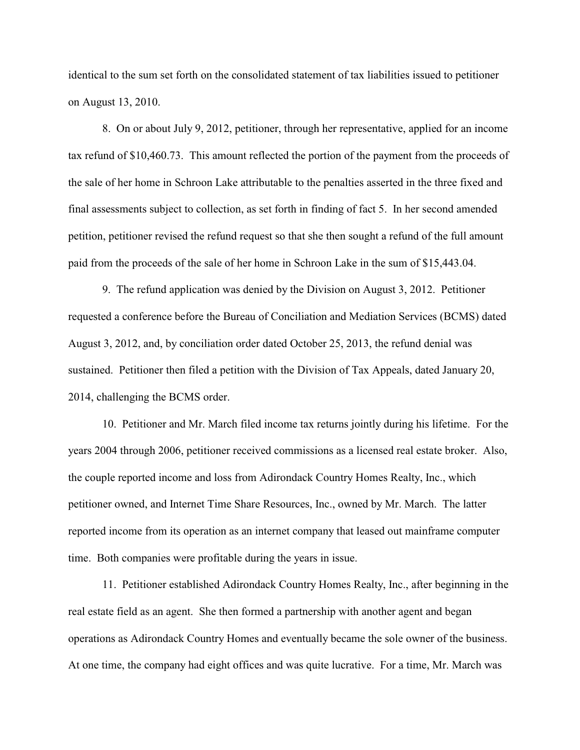identical to the sum set forth on the consolidated statement of tax liabilities issued to petitioner on August 13, 2010.

8. On or about July 9, 2012, petitioner, through her representative, applied for an income tax refund of $10,460.73. This amount reflected the portion of the payment from the proceeds of the sale of her home in Schroon Lake attributable to the penalties asserted in the three fixed and final assessments subject to collection, as set forth in finding of fact 5. In her second amended petition, petitioner revised the refund request so that she then sought a refund of the full amount paid from the proceeds of the sale of her home in Schroon Lake in the sum of $15,443.04.

9. The refund application was denied by the Division on August 3, 2012. Petitioner requested a conference before the Bureau of Conciliation and Mediation Services (BCMS) dated August 3, 2012, and, by conciliation order dated October 25, 2013, the refund denial was sustained. Petitioner then filed a petition with the Division of Tax Appeals, dated January 20, 2014, challenging the BCMS order.

10. Petitioner and Mr. March filed income tax returns jointly during his lifetime. For the years 2004 through 2006, petitioner received commissions as a licensed real estate broker. Also, the couple reported income and loss from Adirondack Country Homes Realty, Inc., which petitioner owned, and Internet Time Share Resources, Inc., owned by Mr. March. The latter reported income from its operation as an internet company that leased out mainframe computer time. Both companies were profitable during the years in issue.

11. Petitioner established Adirondack Country Homes Realty, Inc., after beginning in the real estate field as an agent. She then formed a partnership with another agent and began operations as Adirondack Country Homes and eventually became the sole owner of the business. At one time, the company had eight offices and was quite lucrative. For a time, Mr. March was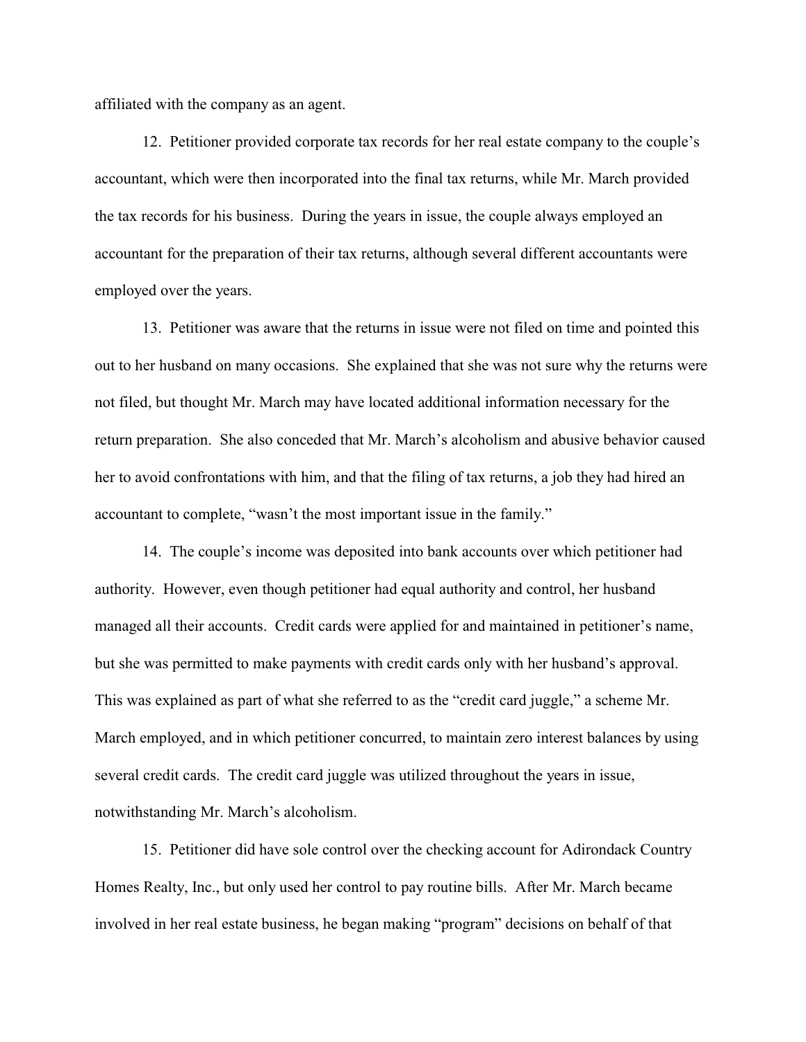affiliated with the company as an agent.

12. Petitioner provided corporate tax records for her real estate company to the couple's accountant, which were then incorporated into the final tax returns, while Mr. March provided the tax records for his business. During the years in issue, the couple always employed an accountant for the preparation of their tax returns, although several different accountants were employed over the years.

13. Petitioner was aware that the returns in issue were not filed on time and pointed this out to her husband on many occasions. She explained that she was not sure why the returns were not filed, but thought Mr. March may have located additional information necessary for the return preparation. She also conceded that Mr. March's alcoholism and abusive behavior caused her to avoid confrontations with him, and that the filing of tax returns, a job they had hired an accountant to complete, "wasn't the most important issue in the family."

14. The couple's income was deposited into bank accounts over which petitioner had authority. However, even though petitioner had equal authority and control, her husband managed all their accounts. Credit cards were applied for and maintained in petitioner's name, but she was permitted to make payments with credit cards only with her husband's approval. This was explained as part of what she referred to as the "credit card juggle," a scheme Mr. March employed, and in which petitioner concurred, to maintain zero interest balances by using several credit cards. The credit card juggle was utilized throughout the years in issue, notwithstanding Mr. March's alcoholism.

15. Petitioner did have sole control over the checking account for Adirondack Country Homes Realty, Inc., but only used her control to pay routine bills. After Mr. March became involved in her real estate business, he began making "program" decisions on behalf of that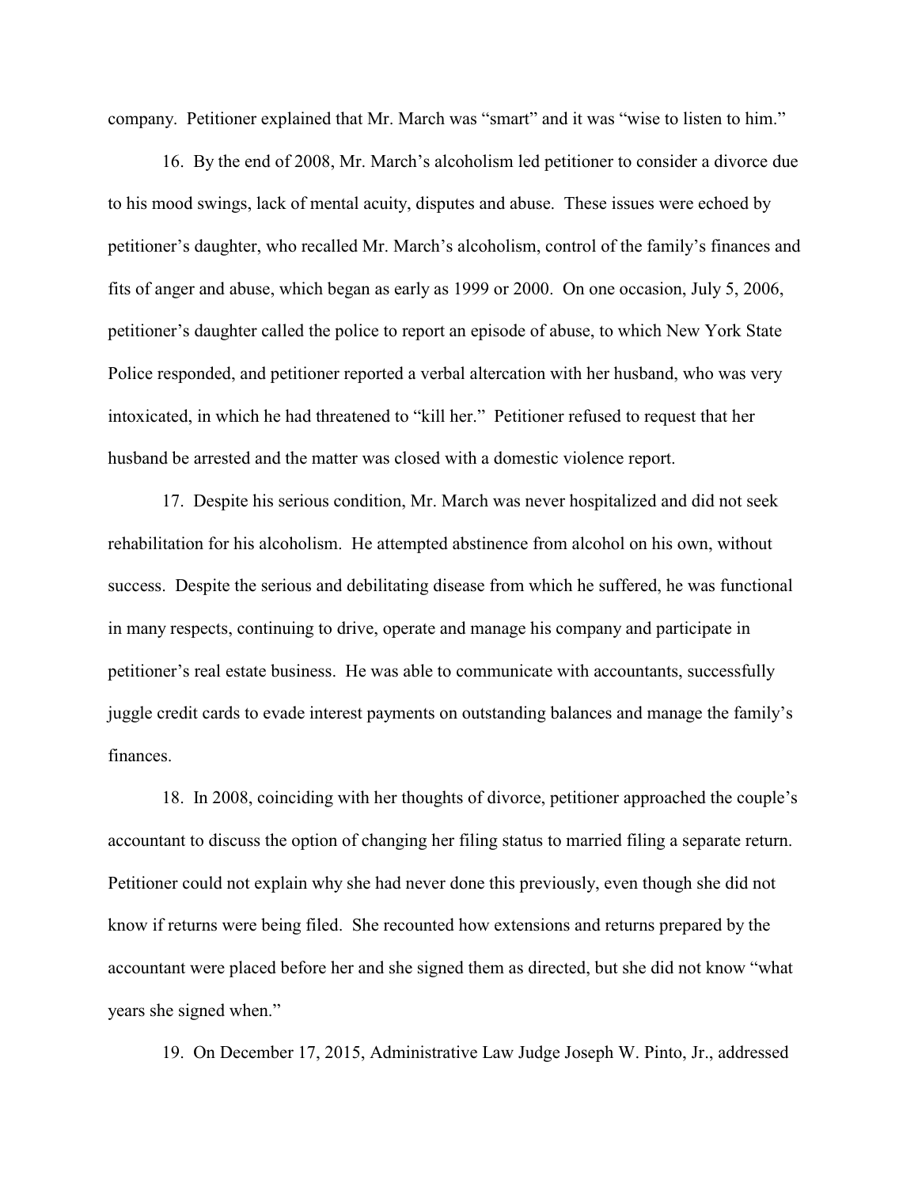company. Petitioner explained that Mr. March was "smart" and it was "wise to listen to him."

16. By the end of 2008, Mr. March's alcoholism led petitioner to consider a divorce due to his mood swings, lack of mental acuity, disputes and abuse. These issues were echoed by petitioner's daughter, who recalled Mr. March's alcoholism, control of the family's finances and fits of anger and abuse, which began as early as 1999 or 2000. On one occasion, July 5, 2006, petitioner's daughter called the police to report an episode of abuse, to which New York State Police responded, and petitioner reported a verbal altercation with her husband, who was very intoxicated, in which he had threatened to "kill her." Petitioner refused to request that her husband be arrested and the matter was closed with a domestic violence report.

17. Despite his serious condition, Mr. March was never hospitalized and did not seek rehabilitation for his alcoholism. He attempted abstinence from alcohol on his own, without success. Despite the serious and debilitating disease from which he suffered, he was functional in many respects, continuing to drive, operate and manage his company and participate in petitioner's real estate business. He was able to communicate with accountants, successfully juggle credit cards to evade interest payments on outstanding balances and manage the family's finances.

18. In 2008, coinciding with her thoughts of divorce, petitioner approached the couple's accountant to discuss the option of changing her filing status to married filing a separate return. Petitioner could not explain why she had never done this previously, even though she did not know if returns were being filed. She recounted how extensions and returns prepared by the accountant were placed before her and she signed them as directed, but she did not know "what years she signed when."

19. On December 17, 2015, Administrative Law Judge Joseph W. Pinto, Jr., addressed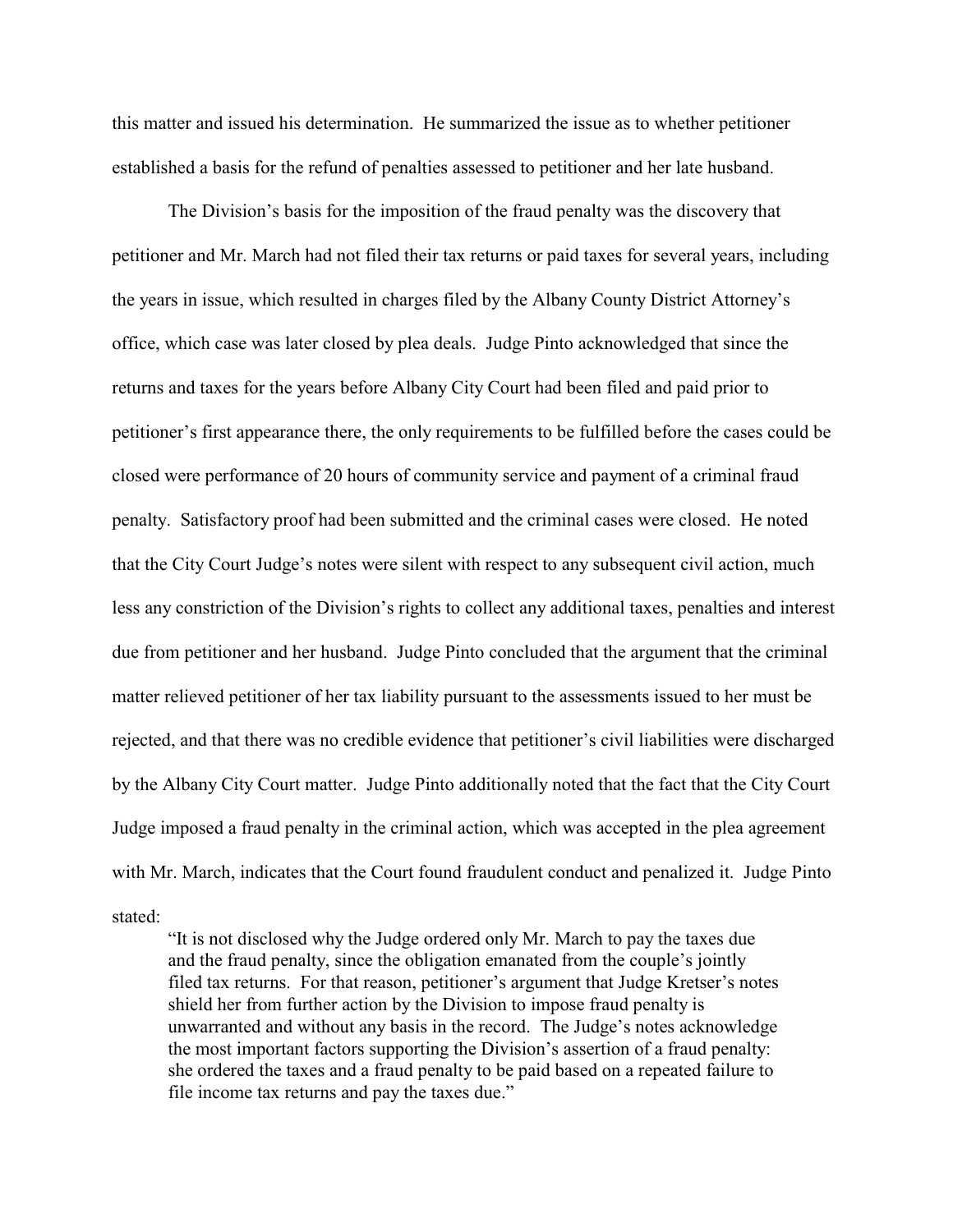this matter and issued his determination. He summarized the issue as to whether petitioner established a basis for the refund of penalties assessed to petitioner and her late husband.

The Division's basis for the imposition of the fraud penalty was the discovery that petitioner and Mr. March had not filed their tax returns or paid taxes for several years, including the years in issue, which resulted in charges filed by the Albany County District Attorney's office, which case was later closed by plea deals. Judge Pinto acknowledged that since the returns and taxes for the years before Albany City Court had been filed and paid prior to petitioner's first appearance there, the only requirements to be fulfilled before the cases could be closed were performance of 20 hours of community service and payment of a criminal fraud penalty. Satisfactory proof had been submitted and the criminal cases were closed. He noted that the City Court Judge's notes were silent with respect to any subsequent civil action, much less any constriction of the Division's rights to collect any additional taxes, penalties and interest due from petitioner and her husband. Judge Pinto concluded that the argument that the criminal matter relieved petitioner of her tax liability pursuant to the assessments issued to her must be rejected, and that there was no credible evidence that petitioner's civil liabilities were discharged by the Albany City Court matter. Judge Pinto additionally noted that the fact that the City Court Judge imposed a fraud penalty in the criminal action, which was accepted in the plea agreement with Mr. March, indicates that the Court found fraudulent conduct and penalized it. Judge Pinto stated:

> "It is not disclosed why the Judge ordered only Mr. March to pay the taxes due and the fraud penalty, since the obligation emanated from the couple's jointly filed tax returns. For that reason, petitioner's argument that Judge Kretser's notes shield her from further action by the Division to impose fraud penalty is unwarranted and without any basis in the record. The Judge's notes acknowledge the most important factors supporting the Division's assertion of a fraud penalty: she ordered the taxes and a fraud penalty to be paid based on a repeated failure to file income tax returns and pay the taxes due."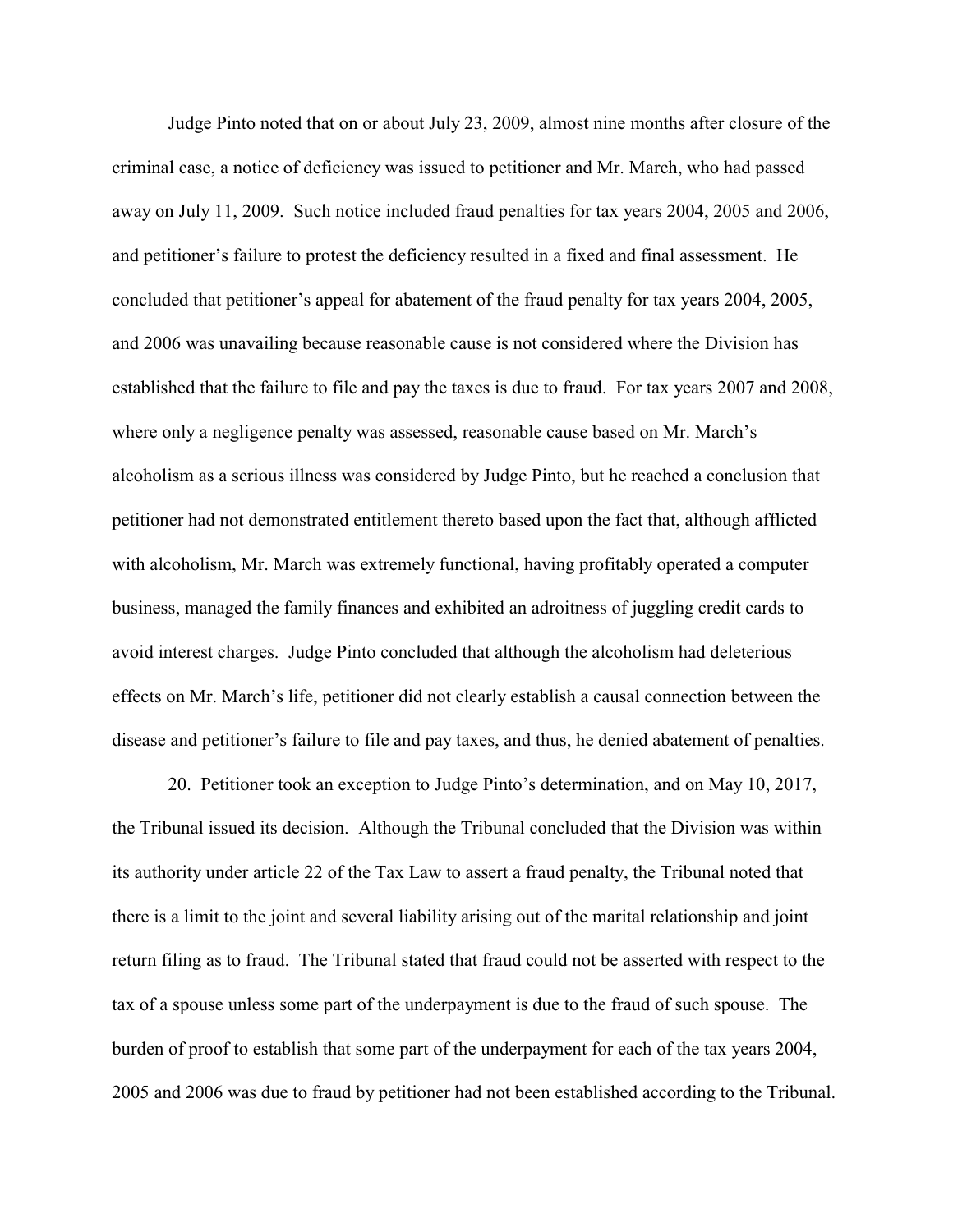Judge Pinto noted that on or about July 23, 2009, almost nine months after closure of the criminal case, a notice of deficiency was issued to petitioner and Mr. March, who had passed away on July 11, 2009. Such notice included fraud penalties for tax years 2004, 2005 and 2006, and petitioner's failure to protest the deficiency resulted in a fixed and final assessment. He concluded that petitioner's appeal for abatement of the fraud penalty for tax years 2004, 2005, and 2006 was unavailing because reasonable cause is not considered where the Division has established that the failure to file and pay the taxes is due to fraud. For tax years 2007 and 2008, where only a negligence penalty was assessed, reasonable cause based on Mr. March's alcoholism as a serious illness was considered by Judge Pinto, but he reached a conclusion that petitioner had not demonstrated entitlement thereto based upon the fact that, although afflicted with alcoholism, Mr. March was extremely functional, having profitably operated a computer business, managed the family finances and exhibited an adroitness of juggling credit cards to avoid interest charges. Judge Pinto concluded that although the alcoholism had deleterious effects on Mr. March's life, petitioner did not clearly establish a causal connection between the disease and petitioner's failure to file and pay taxes, and thus, he denied abatement of penalties.

20. Petitioner took an exception to Judge Pinto's determination, and on May 10, 2017, the Tribunal issued its decision. Although the Tribunal concluded that the Division was within its authority under article 22 of the Tax Law to assert a fraud penalty, the Tribunal noted that there is a limit to the joint and several liability arising out of the marital relationship and joint return filing as to fraud. The Tribunal stated that fraud could not be asserted with respect to the tax of a spouse unless some part of the underpayment is due to the fraud of such spouse. The burden of proof to establish that some part of the underpayment for each of the tax years 2004, 2005 and 2006 was due to fraud by petitioner had not been established according to the Tribunal.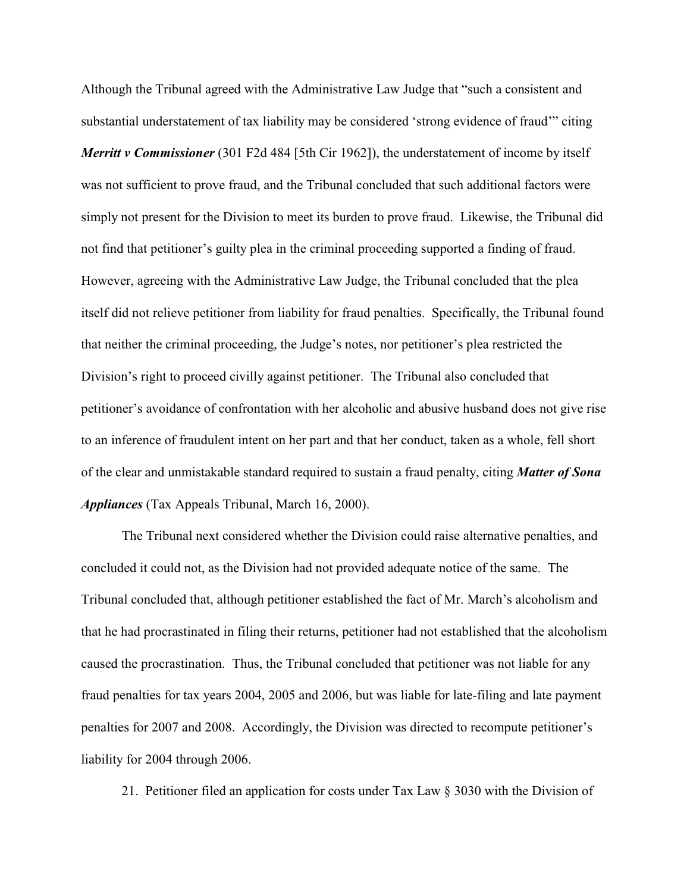Although the Tribunal agreed with the Administrative Law Judge that "such a consistent and substantial understatement of tax liability may be considered 'strong evidence of fraud'" citing ***Merritt v Commissioner*** (301 F2d 484 [5th Cir 1962]), the understatement of income by itself was not sufficient to prove fraud, and the Tribunal concluded that such additional factors were simply not present for the Division to meet its burden to prove fraud. Likewise, the Tribunal did not find that petitioner's guilty plea in the criminal proceeding supported a finding of fraud. However, agreeing with the Administrative Law Judge, the Tribunal concluded that the plea itself did not relieve petitioner from liability for fraud penalties. Specifically, the Tribunal found that neither the criminal proceeding, the Judge's notes, nor petitioner's plea restricted the Division's right to proceed civilly against petitioner. The Tribunal also concluded that petitioner's avoidance of confrontation with her alcoholic and abusive husband does not give rise to an inference of fraudulent intent on her part and that her conduct, taken as a whole, fell short of the clear and unmistakable standard required to sustain a fraud penalty, citing ***Matter of Sona Appliances*** (Tax Appeals Tribunal, March 16, 2000).

The Tribunal next considered whether the Division could raise alternative penalties, and concluded it could not, as the Division had not provided adequate notice of the same. The Tribunal concluded that, although petitioner established the fact of Mr. March's alcoholism and that he had procrastinated in filing their returns, petitioner had not established that the alcoholism caused the procrastination. Thus, the Tribunal concluded that petitioner was not liable for any fraud penalties for tax years 2004, 2005 and 2006, but was liable for late-filing and late payment penalties for 2007 and 2008. Accordingly, the Division was directed to recompute petitioner's liability for 2004 through 2006.

21. Petitioner filed an application for costs under Tax Law § 3030 with the Division of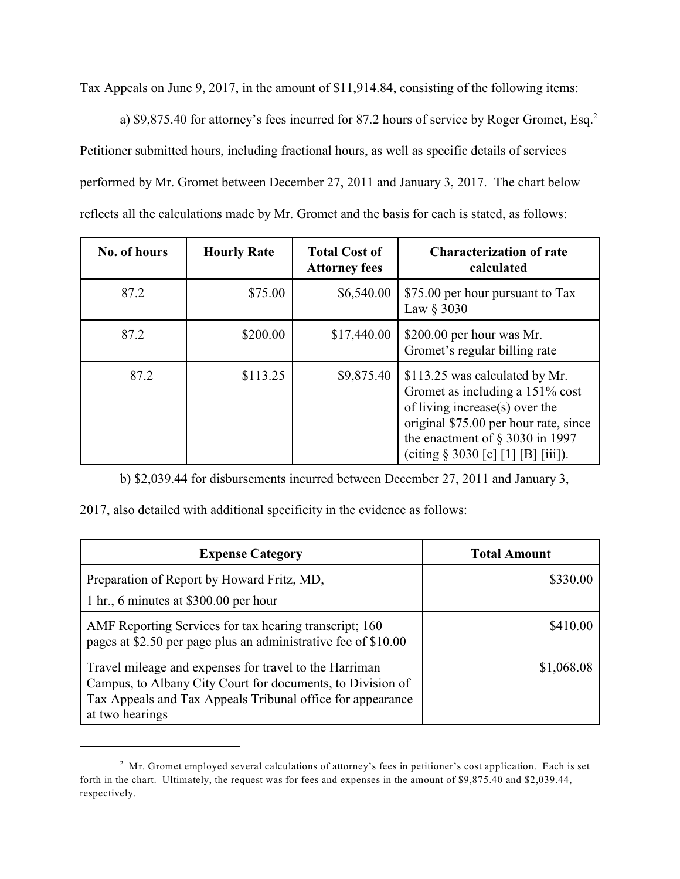Tax Appeals on June 9, 2017, in the amount of $11,914.84, consisting of the following items:

a) $9,875.40 for attorney's fees incurred for 87.2 hours of service by Roger Gromet, Esq.[2] Petitioner submitted hours, including fractional hours, as well as specific details of services performed by Mr. Gromet between December 27, 2011 and January 3, 2017. The chart below reflects all the calculations made by Mr. Gromet and the basis for each is stated, as follows:

| No. of hours | Hourly Rate | Total Cost of Attorney fees | Characterization of rate calculated |
|---|---|---|---|
| 87.2 | $75.00 | $6,540.00 | $75.00 per hour pursuant to Tax Law § 3030 |
| 87.2 | $200.00 | $17,440.00 | $200.00 per hour was Mr. Gromet's regular billing rate |
| 87.2 | $113.25 | $9,875.40 | $113.25 was calculated by Mr. Gromet as including a 151% cost of living increase(s) over the original $75.00 per hour rate, since the enactment of § 3030 in 1997 (citing § 3030 [c] [1] [B] [iii]). |

b) $2,039.44 for disbursements incurred between December 27, 2011 and January 3, 2017, also detailed with additional specificity in the evidence as follows:

| Expense Category | Total Amount |
|---|---|
| Preparation of Report by Howard Fritz, MD, 1 hr., 6 minutes at $300.00 per hour | $330.00 |
| AMF Reporting Services for tax hearing transcript; 160 pages at $2.50 per page plus an administrative fee of $10.00 | $410.00 |
| Travel mileage and expenses for travel to the Harriman Campus, to Albany City Court for documents, to Division of Tax Appeals and Tax Appeals Tribunal office for appearance at two hearings | $1,068.08 |

[2] Mr. Gromet employed several calculations of attorney's fees in petitioner's cost application. Each is set forth in the chart. Ultimately, the request was for fees and expenses in the amount of $9,875.40 and $2,039.44, respectively.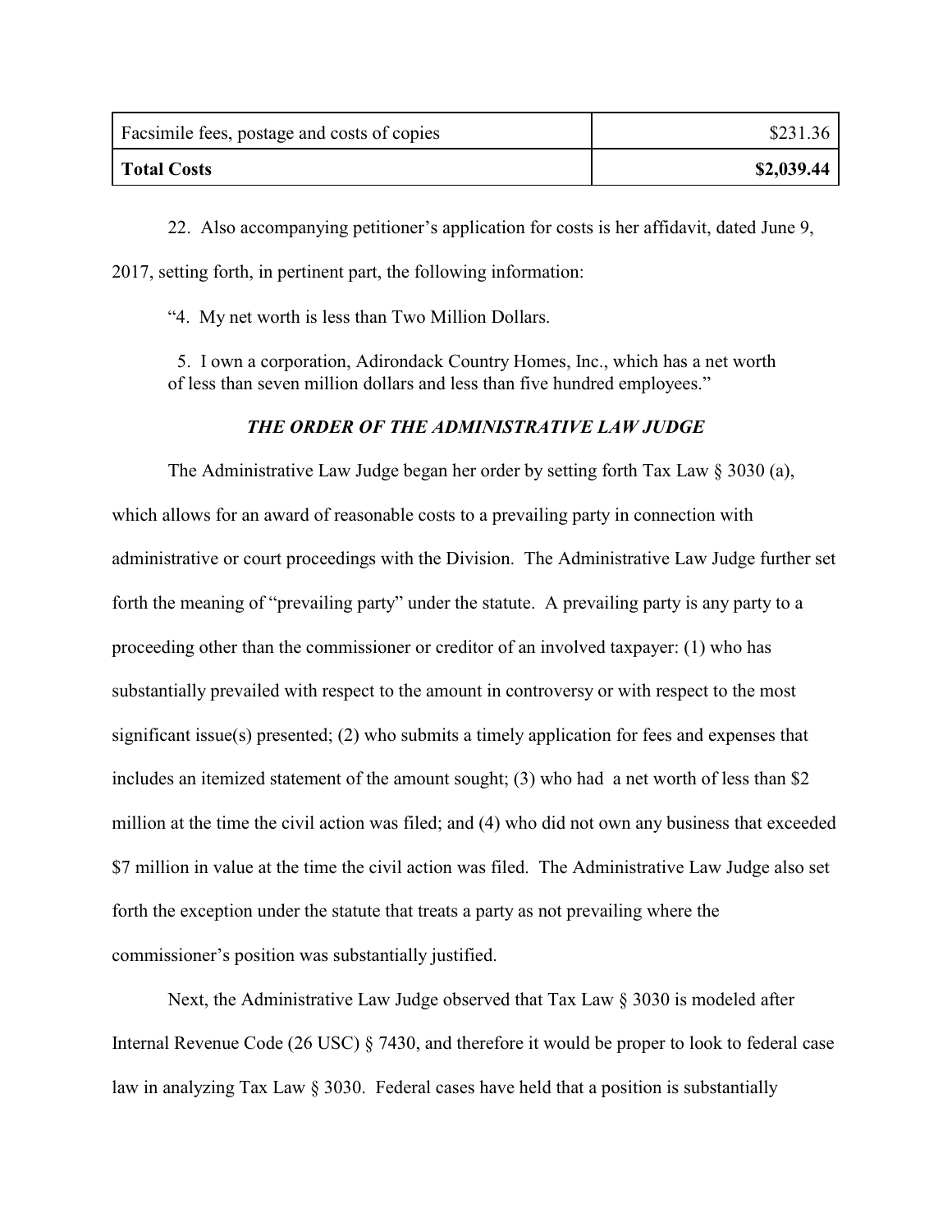| Facsimile fees, postage and costs of copies | $231.36 |
|---|---|
| **Total Costs** | **$2,039.44** |

22. Also accompanying petitioner's application for costs is her affidavit, dated June 9, 2017, setting forth, in pertinent part, the following information:

"4. My net worth is less than Two Million Dollars.

5. I own a corporation, Adirondack Country Homes, Inc., which has a net worth of less than seven million dollars and less than five hundred employees."

### *THE ORDER OF THE ADMINISTRATIVE LAW JUDGE*

The Administrative Law Judge began her order by setting forth Tax Law § 3030 (a), which allows for an award of reasonable costs to a prevailing party in connection with administrative or court proceedings with the Division. The Administrative Law Judge further set forth the meaning of "prevailing party" under the statute. A prevailing party is any party to a proceeding other than the commissioner or creditor of an involved taxpayer: (1) who has substantially prevailed with respect to the amount in controversy or with respect to the most significant issue(s) presented; (2) who submits a timely application for fees and expenses that includes an itemized statement of the amount sought; (3) who had a net worth of less than $2 million at the time the civil action was filed; and (4) who did not own any business that exceeded $7 million in value at the time the civil action was filed. The Administrative Law Judge also set forth the exception under the statute that treats a party as not prevailing where the commissioner's position was substantially justified.

Next, the Administrative Law Judge observed that Tax Law § 3030 is modeled after Internal Revenue Code (26 USC) § 7430, and therefore it would be proper to look to federal case law in analyzing Tax Law § 3030. Federal cases have held that a position is substantially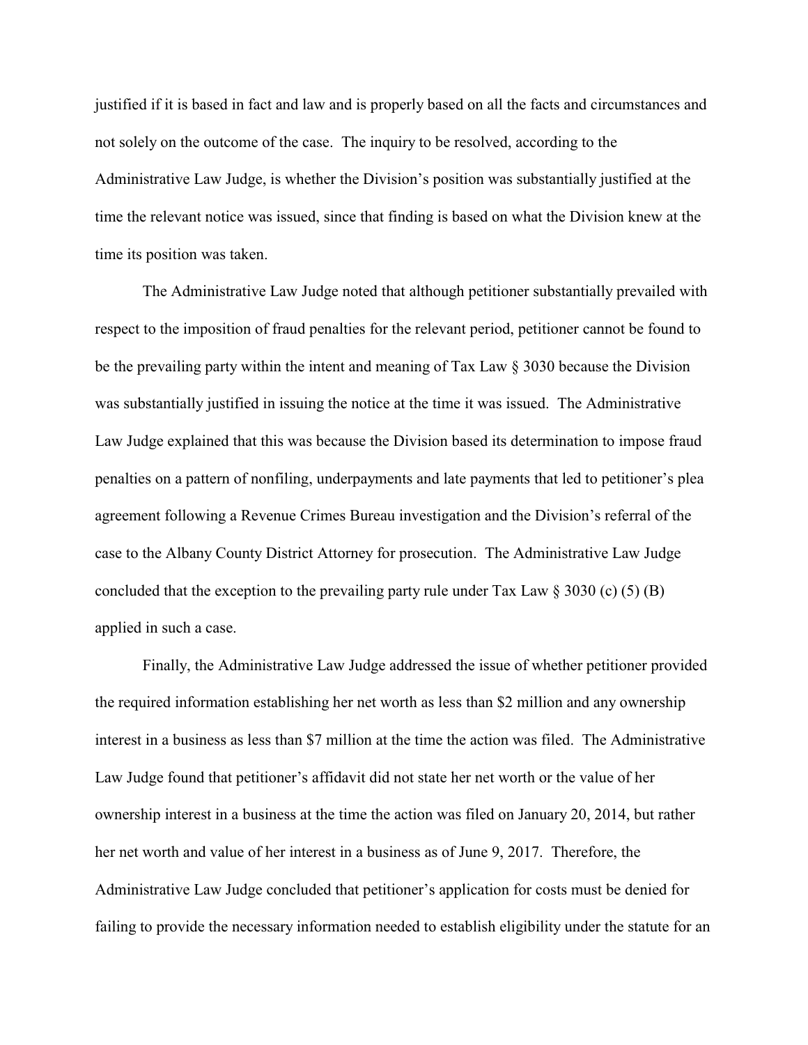justified if it is based in fact and law and is properly based on all the facts and circumstances and not solely on the outcome of the case. The inquiry to be resolved, according to the Administrative Law Judge, is whether the Division's position was substantially justified at the time the relevant notice was issued, since that finding is based on what the Division knew at the time its position was taken.

The Administrative Law Judge noted that although petitioner substantially prevailed with respect to the imposition of fraud penalties for the relevant period, petitioner cannot be found to be the prevailing party within the intent and meaning of Tax Law § 3030 because the Division was substantially justified in issuing the notice at the time it was issued. The Administrative Law Judge explained that this was because the Division based its determination to impose fraud penalties on a pattern of nonfiling, underpayments and late payments that led to petitioner's plea agreement following a Revenue Crimes Bureau investigation and the Division's referral of the case to the Albany County District Attorney for prosecution. The Administrative Law Judge concluded that the exception to the prevailing party rule under Tax Law § 3030 (c) (5) (B) applied in such a case.

Finally, the Administrative Law Judge addressed the issue of whether petitioner provided the required information establishing her net worth as less than $2 million and any ownership interest in a business as less than $7 million at the time the action was filed. The Administrative Law Judge found that petitioner's affidavit did not state her net worth or the value of her ownership interest in a business at the time the action was filed on January 20, 2014, but rather her net worth and value of her interest in a business as of June 9, 2017. Therefore, the Administrative Law Judge concluded that petitioner's application for costs must be denied for failing to provide the necessary information needed to establish eligibility under the statute for an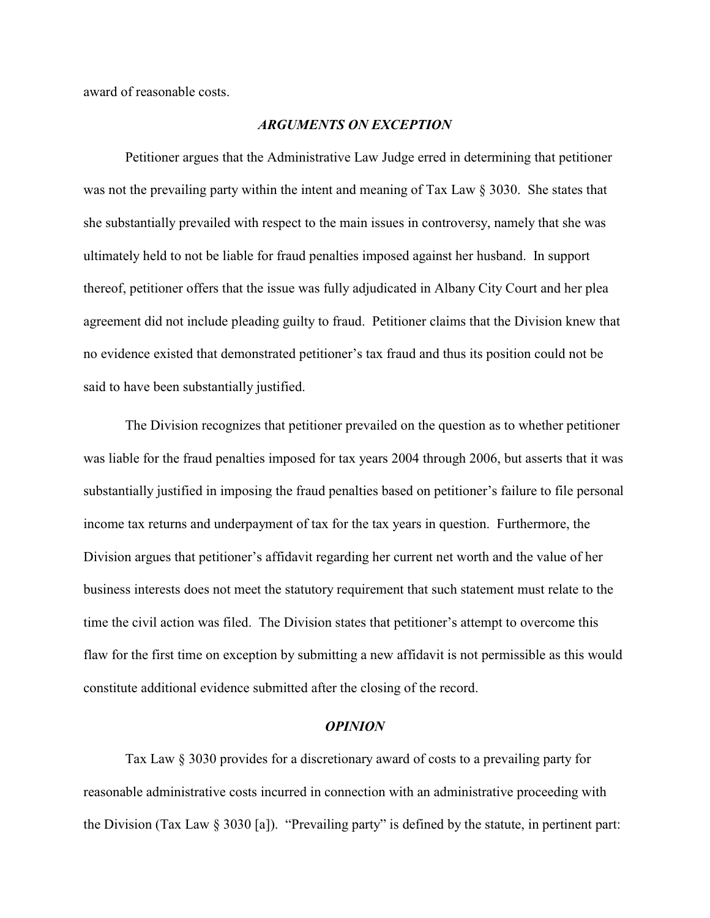award of reasonable costs.

### *ARGUMENTS ON EXCEPTION*

Petitioner argues that the Administrative Law Judge erred in determining that petitioner was not the prevailing party within the intent and meaning of Tax Law § 3030. She states that she substantially prevailed with respect to the main issues in controversy, namely that she was ultimately held to not be liable for fraud penalties imposed against her husband. In support thereof, petitioner offers that the issue was fully adjudicated in Albany City Court and her plea agreement did not include pleading guilty to fraud. Petitioner claims that the Division knew that no evidence existed that demonstrated petitioner's tax fraud and thus its position could not be said to have been substantially justified.

The Division recognizes that petitioner prevailed on the question as to whether petitioner was liable for the fraud penalties imposed for tax years 2004 through 2006, but asserts that it was substantially justified in imposing the fraud penalties based on petitioner's failure to file personal income tax returns and underpayment of tax for the tax years in question. Furthermore, the Division argues that petitioner's affidavit regarding her current net worth and the value of her business interests does not meet the statutory requirement that such statement must relate to the time the civil action was filed. The Division states that petitioner's attempt to overcome this flaw for the first time on exception by submitting a new affidavit is not permissible as this would constitute additional evidence submitted after the closing of the record.

### *OPINION*

Tax Law § 3030 provides for a discretionary award of costs to a prevailing party for reasonable administrative costs incurred in connection with an administrative proceeding with the Division (Tax Law § 3030 [a]). "Prevailing party" is defined by the statute, in pertinent part: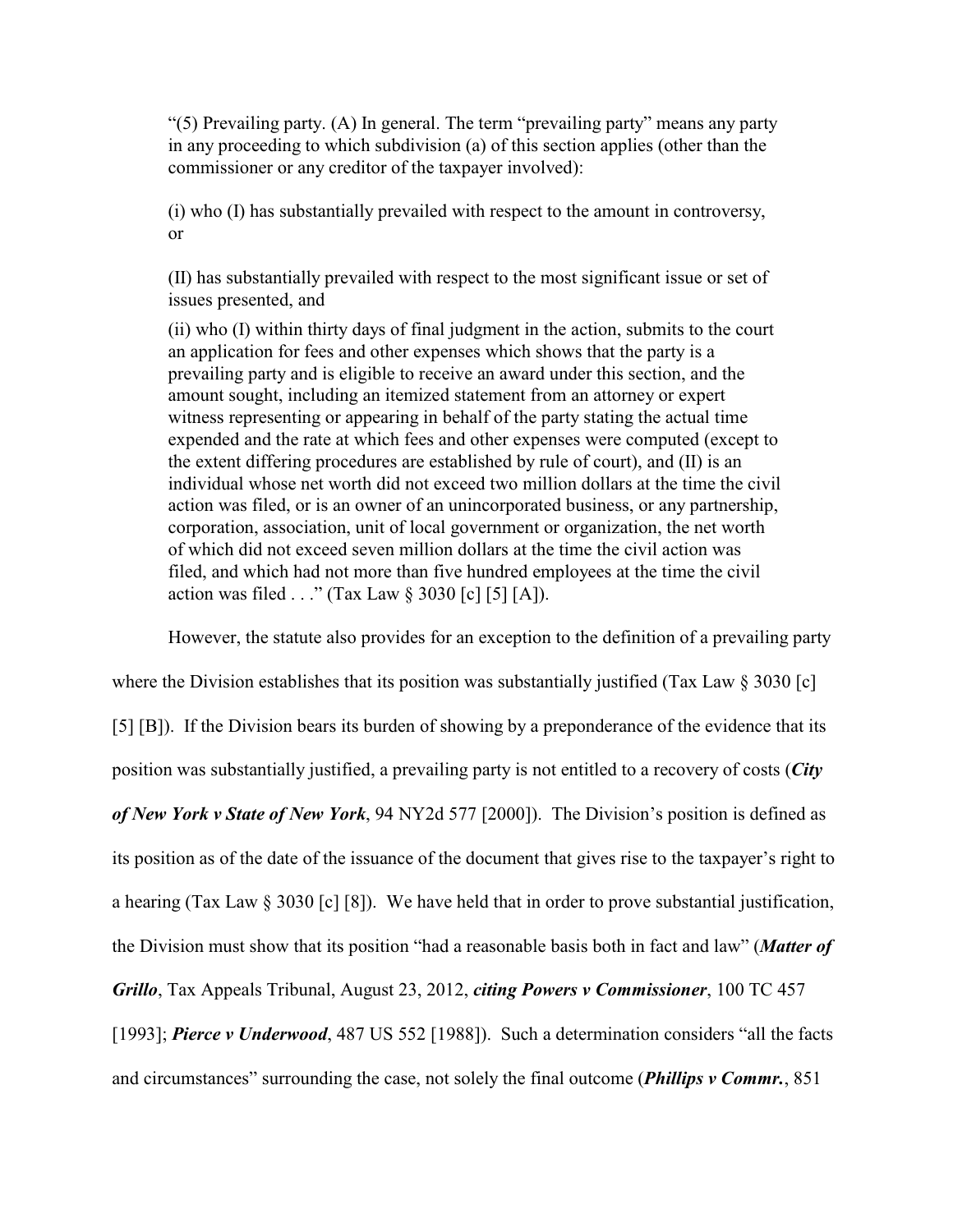"(5) Prevailing party. (A) In general. The term "prevailing party" means any party in any proceeding to which subdivision (a) of this section applies (other than the commissioner or any creditor of the taxpayer involved):

(i) who (I) has substantially prevailed with respect to the amount in controversy, or

(II) has substantially prevailed with respect to the most significant issue or set of issues presented, and

(ii) who (I) within thirty days of final judgment in the action, submits to the court an application for fees and other expenses which shows that the party is a prevailing party and is eligible to receive an award under this section, and the amount sought, including an itemized statement from an attorney or expert witness representing or appearing in behalf of the party stating the actual time expended and the rate at which fees and other expenses were computed (except to the extent differing procedures are established by rule of court), and (II) is an individual whose net worth did not exceed two million dollars at the time the civil action was filed, or is an owner of an unincorporated business, or any partnership, corporation, association, unit of local government or organization, the net worth of which did not exceed seven million dollars at the time the civil action was filed, and which had not more than five hundred employees at the time the civil action was filed . . ." (Tax Law § 3030 [c] [5] [A]).

However, the statute also provides for an exception to the definition of a prevailing party where the Division establishes that its position was substantially justified (Tax Law § 3030 [c] [5] [B]). If the Division bears its burden of showing by a preponderance of the evidence that its position was substantially justified, a prevailing party is not entitled to a recovery of costs (***City of New York v State of New York***, 94 NY2d 577 [2000]). The Division's position is defined as its position as of the date of the issuance of the document that gives rise to the taxpayer's right to a hearing (Tax Law § 3030 [c] [8]). We have held that in order to prove substantial justification, the Division must show that its position "had a reasonable basis both in fact and law" (***Matter of Grillo***, Tax Appeals Tribunal, August 23, 2012, ***citing Powers v Commissioner***, 100 TC 457 [1993]; ***Pierce v Underwood***, 487 US 552 [1988]). Such a determination considers "all the facts and circumstances" surrounding the case, not solely the final outcome (***Phillips v Commr.***, 851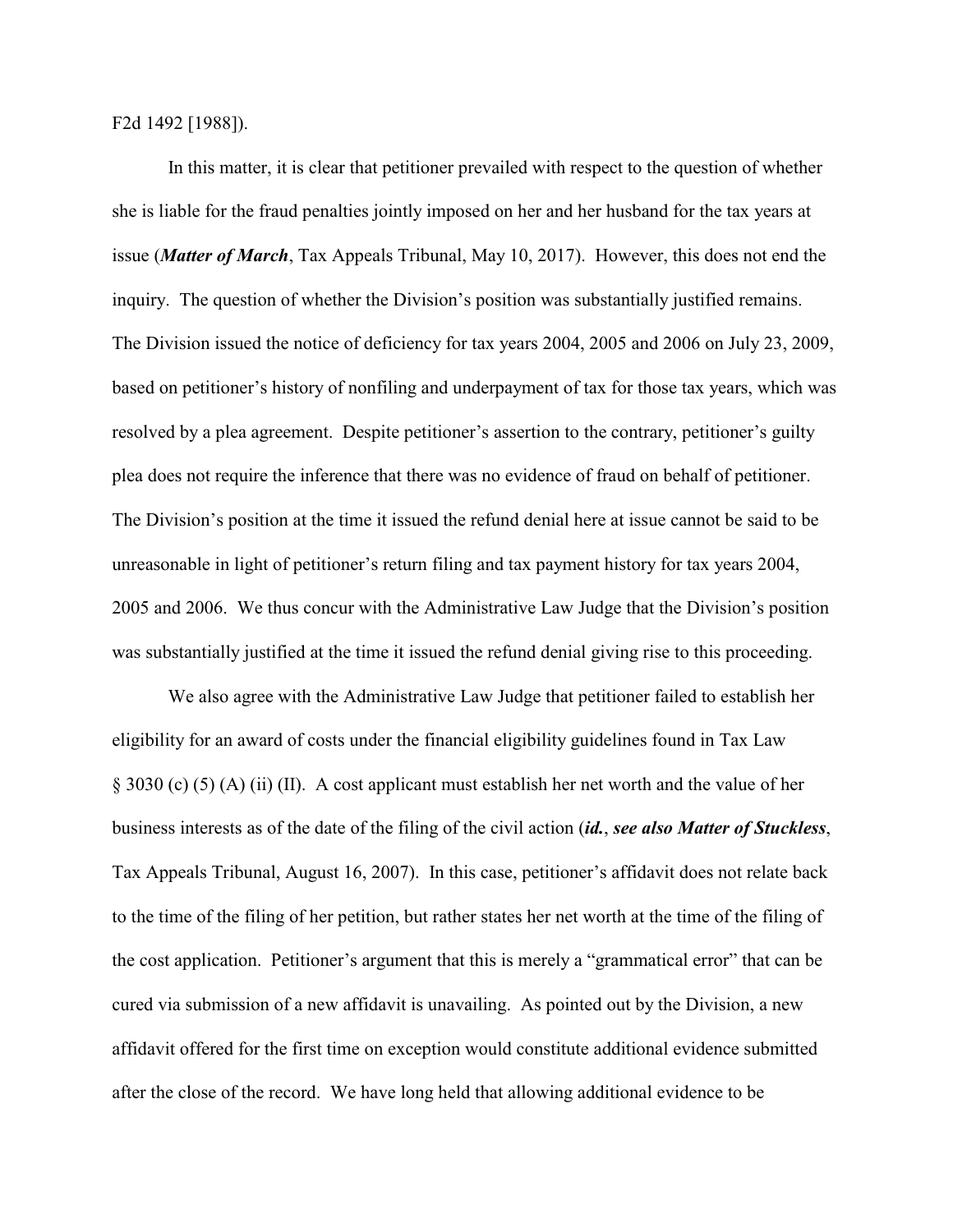F2d 1492 [1988]).

In this matter, it is clear that petitioner prevailed with respect to the question of whether she is liable for the fraud penalties jointly imposed on her and her husband for the tax years at issue (***Matter of March***, Tax Appeals Tribunal, May 10, 2017). However, this does not end the inquiry. The question of whether the Division's position was substantially justified remains. The Division issued the notice of deficiency for tax years 2004, 2005 and 2006 on July 23, 2009, based on petitioner's history of nonfiling and underpayment of tax for those tax years, which was resolved by a plea agreement. Despite petitioner's assertion to the contrary, petitioner's guilty plea does not require the inference that there was no evidence of fraud on behalf of petitioner. The Division's position at the time it issued the refund denial here at issue cannot be said to be unreasonable in light of petitioner's return filing and tax payment history for tax years 2004, 2005 and 2006. We thus concur with the Administrative Law Judge that the Division's position was substantially justified at the time it issued the refund denial giving rise to this proceeding.

We also agree with the Administrative Law Judge that petitioner failed to establish her eligibility for an award of costs under the financial eligibility guidelines found in Tax Law § 3030 (c) (5) (A) (ii) (II). A cost applicant must establish her net worth and the value of her business interests as of the date of the filing of the civil action (***id.***, ***see also Matter of Stuckless***, Tax Appeals Tribunal, August 16, 2007). In this case, petitioner's affidavit does not relate back to the time of the filing of her petition, but rather states her net worth at the time of the filing of the cost application. Petitioner's argument that this is merely a "grammatical error" that can be cured via submission of a new affidavit is unavailing. As pointed out by the Division, a new affidavit offered for the first time on exception would constitute additional evidence submitted after the close of the record. We have long held that allowing additional evidence to be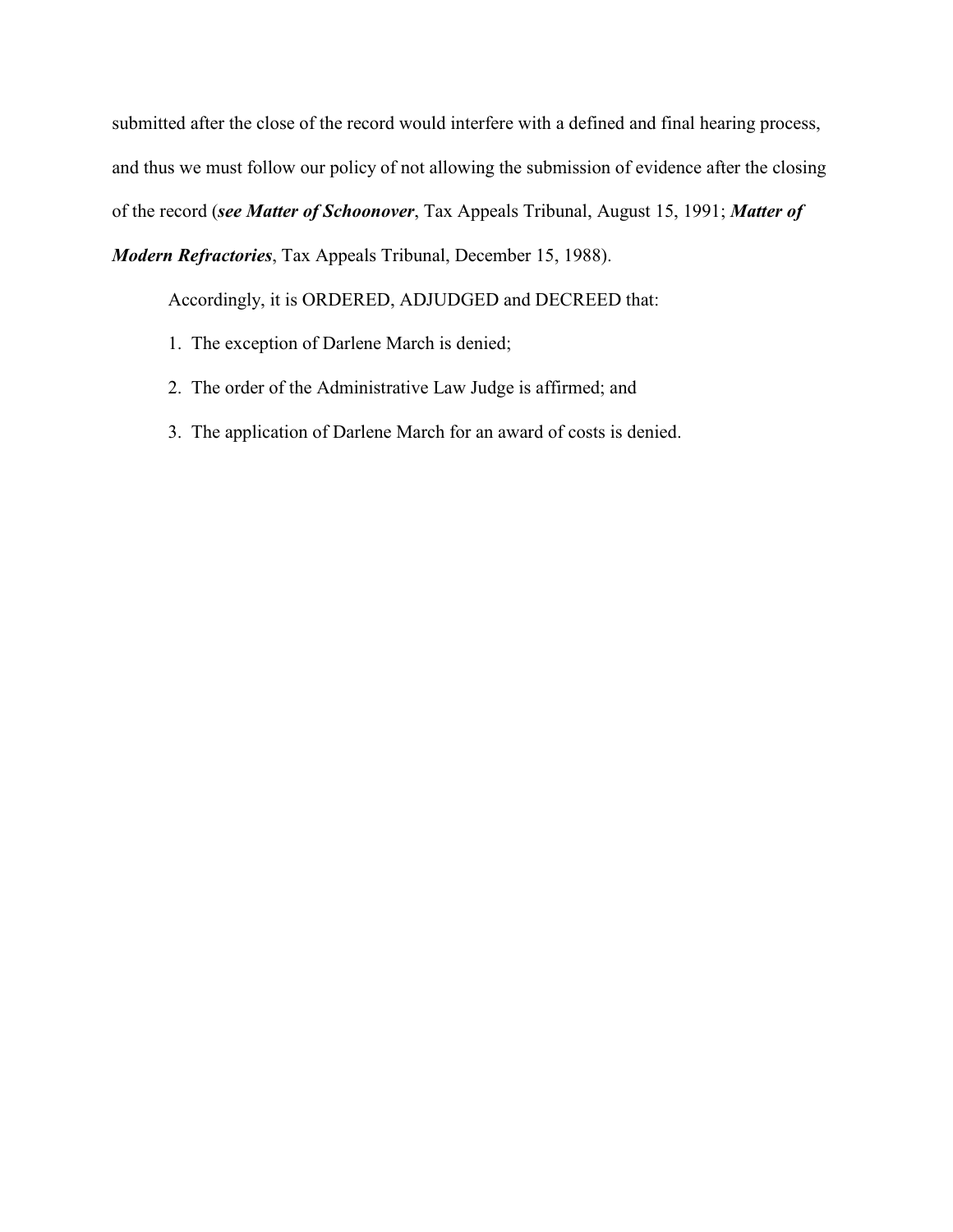submitted after the close of the record would interfere with a defined and final hearing process, and thus we must follow our policy of not allowing the submission of evidence after the closing of the record (***see Matter of Schoonover***, Tax Appeals Tribunal, August 15, 1991; ***Matter of Modern Refractories***, Tax Appeals Tribunal, December 15, 1988).

Accordingly, it is ORDERED, ADJUDGED and DECREED that:

1. The exception of Darlene March is denied;
2. The order of the Administrative Law Judge is affirmed; and
3. The application of Darlene March for an award of costs is denied.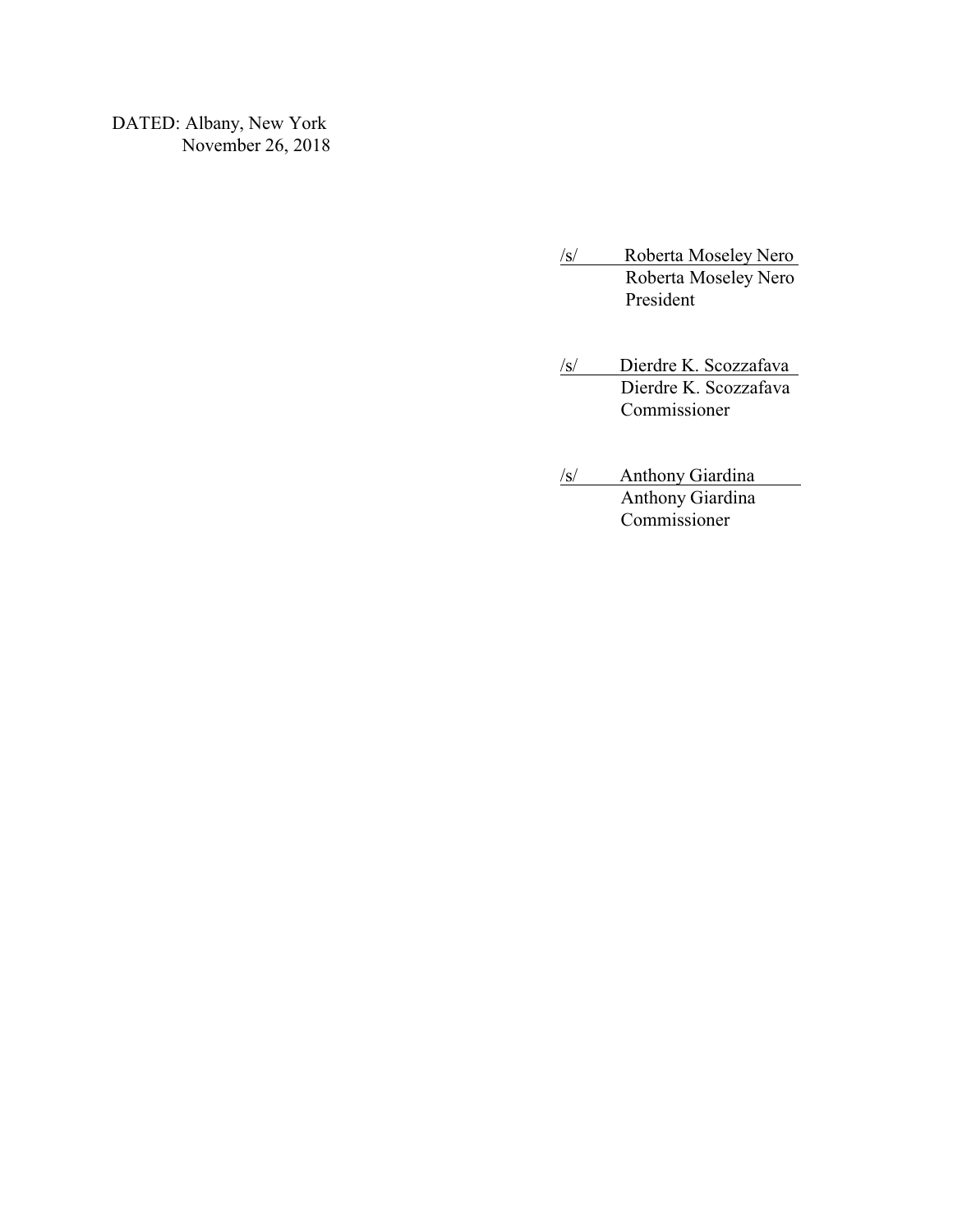DATED: Albany, New York
November 26, 2018

/s/ Roberta Moseley Nero
Roberta Moseley Nero
President

/s/ Dierdre K. Scozzafava
Dierdre K. Scozzafava
Commissioner

/s/ Anthony Giardina
Anthony Giardina
Commissioner